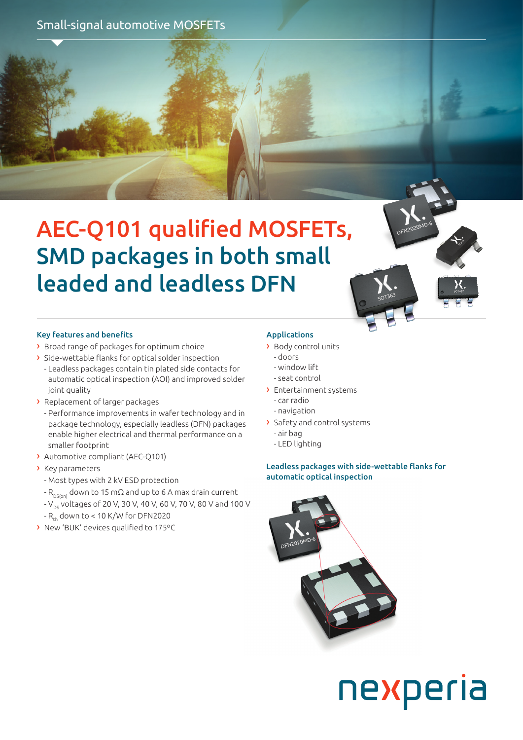Small-signal automotive MOSFETs

# AEC-Q101 qualified MOSFETs, SMD packages in both small leaded and leadless DFN

### Key features and benefits

- Broad range of packages for optimum choice
- Side-wettable flanks for optical solder inspection
  - Leadless packages contain tin plated side contacts for automatic optical inspection (AOI) and improved solder joint quality
- Replacement of larger packages
  - Performance improvements in wafer technology and in package technology, especially leadless (DFN) packages enable higher electrical and thermal performance on a smaller footprint
- Automotive compliant (AEC-Q101)
- Key parameters
  - Most types with 2 kV ESD protection
  - $R_{DS(on)}$ down to 15 mΩ and up to 6 A max drain current
  - $V_{DS}$ voltages of 20 V, 30 V, 40 V, 60 V, 70 V, 80 V and 100 V
  - $R_{th}$ down to < 10 K/W for DFN2020
- New 'BUK' devices qualified to 175°C

### Applications

- Body control units
  - doors
  - window lift
  - seat control
- Entertainment systems
  - car radio
  - navigation
- Safety and control systems
  - air bag
  - LED lighting

### Leadless packages with side-wettable flanks for automatic optical inspection

nexperia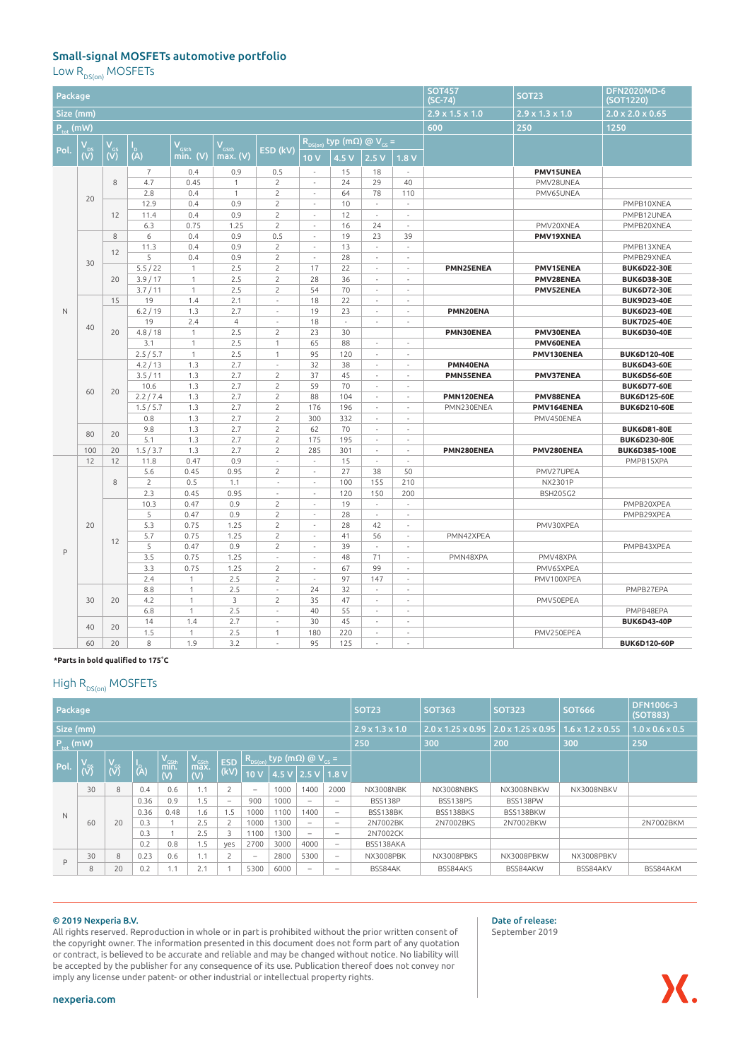## Small-signal MOSFETs automotive portfolio

### Low $R_{DS(on)}$ MOSFETs

| Package | | | | | | | | | | | SOT457 (SC-74) | SOT23 | DFN2020MD-6 (SOT1220) |
|---|---|---|---|---|---|---|---|---|---|---|---|---|---|
| Size (mm) | | | | | | | | | | | 2.9 x 1.5 x 1.0 | 2.9 x 1.3 x 1.0 | 2.0 x 2.0 x 0.65 |
| $P_{tot}$ (mW) | | | | | | | | | | | 600 | 250 | 1250 |
| Pol. | $V_{DS}$ (V) | $V_{GS}$ (V) | $I_D$ (A) | $V_{GSth}$ min. (V) | $V_{GSth}$ max. (V) | ESD (kV) | $R_{DS(on)}$ typ (mΩ) @ $V_{GS}$ = 10 V | 4.5 V | 2.5 V | 1.8 V | | | |
| N | 20 | 8 | 7 | 0.4 | 0.9 | 0.5 | - | 15 | 18 | - | | **PMV15UNEA** | |
| | | | 4.7 | 0.45 | 1 | 2 | - | 24 | 29 | 40 | | PMV28UNEA | |
| | | | 2.8 | 0.4 | 1 | 2 | - | 64 | 78 | 110 | | PMV65UNEA | |
| | | 12 | 12.9 | 0.4 | 0.9 | 2 | - | 10 | - | - | | | PMPB10XNEA |
| | | | 11.4 | 0.4 | 0.9 | 2 | - | 12 | - | - | | | PMPB12UNEA |
| | | | 6.3 | 0.75 | 1.25 | 2 | - | 16 | 24 | - | | PMV20XNEA | PMPB20XNEA |
| | 30 | 8 | 6 | 0.4 | 0.9 | 0.5 | - | 19 | 23 | 39 | | **PMV19XNEA** | |
| | | 12 | 11.3 | 0.4 | 0.9 | 2 | - | 13 | - | - | | | PMPB13XNEA |
| | | | 5 | 0.4 | 0.9 | 2 | - | 28 | - | - | | | PMPB29XNEA |
| | | 20 | 5.5 / 22 | 1 | 2.5 | 2 | 17 | 22 | - | - | **PMN25ENEA** | **PMV15ENEA** | **BUK6D22-30E** |
| | | | 3.9 / 17 | 1 | 2.5 | 2 | 28 | 36 | - | - | | **PMV28ENEA** | **BUK6D38-30E** |
| | | | 3.7 / 11 | 1 | 2.5 | 2 | 54 | 70 | - | - | | **PMV52ENEA** | **BUK6D72-30E** |
| | 40 | 15 | 19 | 1.4 | 2.1 | - | 18 | 22 | - | - | | | **BUK9D23-40E** |
| | | 20 | 6.2 / 19 | 1.3 | 2.7 | - | 19 | 23 | - | - | **PMN20ENA** | | **BUK6D23-40E** |
| | | | 19 | 2.4 | 4 | - | 18 | - | - | - | | | **BUK7D25-40E** |
| | | | 4.8 / 18 | 1 | 2.5 | 2 | 23 | 30 | | | **PMN30ENEA** | **PMV30ENEA** | **BUK6D30-40E** |
| | | | 3.1 | 1 | 2.5 | 1 | 65 | 88 | - | - | | **PMV60ENEA** | |
| | | | 2.5 / 5.7 | 1 | 2.5 | 1 | 95 | 120 | - | - | | **PMV130ENEA** | **BUK6D120-40E** |
| | 60 | 20 | 4.2 / 13 | 1.3 | 2.7 | - | 32 | 38 | - | - | **PMN40ENA** | | **BUK6D43-60E** |
| | | | 3.5 / 11 | 1.3 | 2.7 | 2 | 37 | 45 | - | - | **PMN55ENEA** | **PMV37ENEA** | **BUK6D56-60E** |
| | | | 10.6 | 1.3 | 2.7 | 2 | 59 | 70 | - | - | | | **BUK6D77-60E** |
| | | | 2.2 / 7.4 | 1.3 | 2.7 | 2 | 88 | 104 | - | - | **PMN120ENEA** | **PMV88ENEA** | **BUK6D125-60E** |
| | | | 1.5 / 5.7 | 1.3 | 2.7 | 2 | 176 | 196 | - | - | PMN230ENEA | **PMV164ENEA** | **BUK6D210-60E** |
| | | | 0.8 | 1.3 | 2.7 | 2 | 300 | 332 | - | - | | PMV450ENEA | |
| | 80 | 20 | 9.8 | 1.3 | 2.7 | 2 | 62 | 70 | - | - | | | **BUK6D81-80E** |
| | | | 5.1 | 1.3 | 2.7 | 2 | 175 | 195 | - | - | | | **BUK6D230-80E** |
| | 100 | 20 | 1.5 / 3.7 | 1.3 | 2.7 | 2 | 285 | 301 | - | - | **PMN280ENEA** | **PMV280ENEA** | **BUK6D385-100E** |
| P | 12 | 12 | 11.8 | 0.47 | 0.9 | - | - | 15 | - | - | | | PMPB15XPA |
| | 20 | 8 | 5.6 | 0.45 | 0.95 | 2 | - | 27 | 38 | 50 | | PMV27UPEA | |
| | | | 2 | 0.5 | 1.1 | - | - | 100 | 155 | 210 | | NX2301P | |
| | | | 2.3 | 0.45 | 0.95 | - | - | 120 | 150 | 200 | | BSH205G2 | |
| | | 12 | 10.3 | 0.47 | 0.9 | 2 | - | 19 | - | - | | | PMPB20XPEA |
| | | | 5 | 0.47 | 0.9 | 2 | - | 28 | - | - | | | PMPB29XPEA |
| | | | 5.3 | 0.75 | 1.25 | 2 | - | 28 | 42 | - | | PMV30XPEA | |
| | | | 5.7 | 0.75 | 1.25 | 2 | - | 41 | 56 | - | PMN42XPEA | | |
| | | | 5 | 0.47 | 0.9 | 2 | - | 39 | - | - | | | PMPB43XPEA |
| | | | 3.5 | 0.75 | 1.25 | - | - | 48 | 71 | - | PMN48XPA | PMV48XPA | |
| | | | 3.3 | 0.75 | 1.25 | 2 | - | 67 | 99 | - | | PMV65XPEA | |
| | | | 2.4 | 1 | 2.5 | 2 | - | 97 | 147 | - | | PMV100XPEA | |
| | 30 | 20 | 8.8 | 1 | 2.5 | - | 24 | 32 | - | - | | | PMPB27EPA |
| | | | 4.2 | 1 | 3 | 2 | 35 | 47 | - | - | | PMV50EPEA | |
| | | | 6.8 | 1 | 2.5 | - | 40 | 55 | - | - | | | PMPB48EPA |
| | 40 | 20 | 14 | 1.4 | 2.7 | - | 30 | 45 | - | - | | | **BUK6D43-40P** |
| | | | 1.5 | 1 | 2.5 | 1 | 180 | 220 | - | - | | PMV250EPEA | |
| | 60 | 20 | 8 | 1.9 | 3.2 | - | 95 | 125 | - | - | | | **BUK6D120-60P** |

***Parts in bold qualified to 175°C**

### High $R_{DS(on)}$ MOSFETs

| Package | | | | | | | | | | | SOT23 | SOT363 | SOT323 | SOT666 | DFN1006-3 (SOT883) |
|---|---|---|---|---|---|---|---|---|---|---|---|---|---|---|---|
| Size (mm) | | | | | | | | | | | 2.9 x 1.3 x 1.0 | 2.0 x 1.25 x 0.95 | 2.0 x 1.25 x 0.95 | 1.6 x 1.2 x 0.55 | 1.0 x 0.6 x 0.5 |
| $P_{tot}$ (mW) | | | | | | | | | | | 250 | 300 | 200 | 300 | 250 |
| Pol. | $V_{DS}$ (V) | $V_{GS}$ (V) | $I_D$ (A) | $V_{GSth}$ min. (V) | $V_{GSth}$ max. (V) | ESD (kV) | $R_{DS(on)}$ typ (mΩ) @ $V_{GS}$ = 10 V | 4.5 V | 2.5 V | 1.8 V | | | | | |
| N | 30 | 8 | 0.4 | 0.6 | 1.1 | 2 | – | 1000 | 1400 | 2000 | NX3008NBK | NX3008NBKS | NX3008NBKW | NX3008NBKV | |
| | 60 | 20 | 0.36 | 0.9 | 1.5 | – | 900 | 1000 | – | – | BSS138P | BSS138PS | BSS138PW | | |
| | | | 0.36 | 0.48 | 1.6 | 1.5 | 1000 | 1100 | 1400 | – | BSS138BK | BSS138BKS | BSS138BKW | | |
| | | | 0.3 | 1 | 2.5 | 2 | 1000 | 1300 | – | – | 2N7002BK | 2N7002BKS | 2N7002BKW | | 2N7002BKM |
| | | | 0.3 | 1 | 2.5 | 3 | 1100 | 1300 | – | – | 2N7002CK | | | | |
| | | | 0.2 | 0.8 | 1.5 | yes | 2700 | 3000 | 4000 | – | BSS138AKA | | | | |
| P | 30 | 8 | 0.23 | 0.6 | 1.1 | 2 | – | 2800 | 5300 | – | NX3008PBK | NX3008PBKS | NX3008PBKW | NX3008PBKV | |
| | 8 | 20 | 0.2 | 1.1 | 2.1 | 1 | 5300 | 6000 | – | – | BSS84AK | BSS84AKS | BSS84AKW | BSS84AKV | BSS84AKM |

**© 2019 Nexperia B.V.**

All rights reserved. Reproduction in whole or in part is prohibited without the prior written consent of the copyright owner. The information presented in this document does not form part of any quotation or contract, is believed to be accurate and reliable and may be changed without notice. No liability will be accepted by the publisher for any consequence of its use. Publication thereof does not convey nor imply any license under patent- or other industrial or intellectual property rights.

**Date of release:**
September 2019

**nexperia.com**